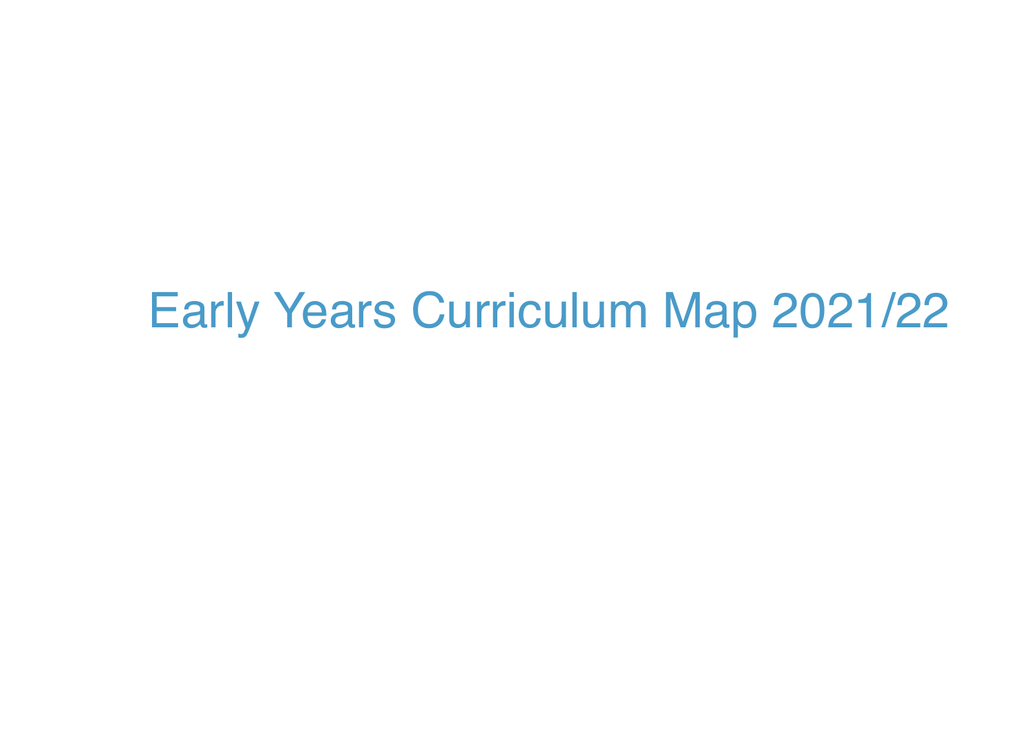# Early Years Curriculum Map 2021/22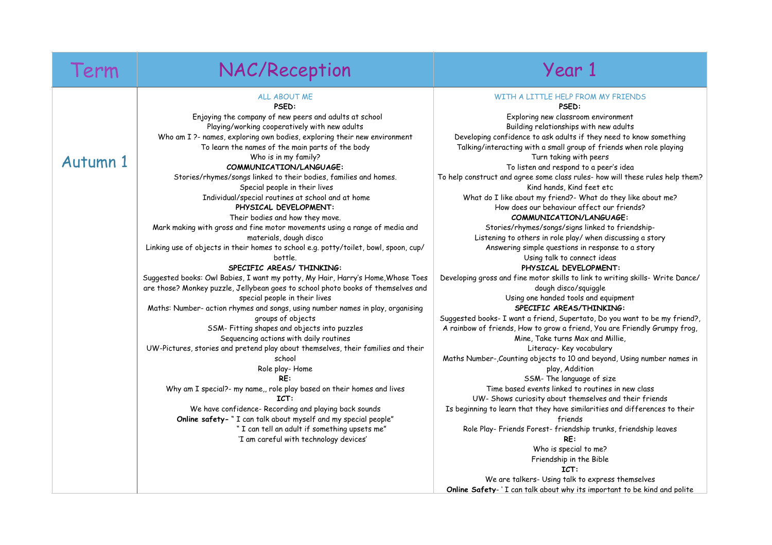| Term | NAC/Reception | Year 1 |
|---|---|---|
| Autumn 1 | ALL ABOUT ME<br>**PSED:**<br>Enjoying the company of new peers and adults at school<br>Playing/working cooperatively with new adults<br>Who am I ?- names, exploring own bodies, exploring their new environment<br>To learn the names of the main parts of the body<br>Who is in my family?<br>**COMMUNICATION/LANGUAGE:**<br>Stories/rhymes/songs linked to their bodies, families and homes.<br>Special people in their lives<br>Individual/special routines at school and at home<br>**PHYSICAL DEVELOPMENT:**<br>Their bodies and how they move.<br>Mark making with gross and fine motor movements using a range of media and materials, dough disco<br>Linking use of objects in their homes to school e.g. potty/toilet, bowl, spoon, cup/ bottle.<br>**SPECIFIC AREAS/ THINKING:**<br>Suggested books: Owl Babies, I want my potty, My Hair, Harry's Home,Whose Toes are those? Monkey puzzle, Jellybean goes to school photo books of themselves and special people in their lives<br>Maths: Number- action rhymes and songs, using number names in play, organising groups of objects<br>SSM- Fitting shapes and objects into puzzles<br>Sequencing actions with daily routines<br>UW-Pictures, stories and pretend play about themselves, their families and their school<br>Role play- Home<br>**RE:**<br>Why am I special?- my name,, role play based on their homes and lives<br>**ICT:**<br>We have confidence- Recording and playing back sounds<br>**Online safety-** " I can talk about myself and my special people"<br>" I can tell an adult if something upsets me"<br>'I am careful with technology devices' | WITH A LITTLE HELP FROM MY FRIENDS<br>**PSED:**<br>Exploring new classroom environment<br>Building relationships with new adults<br>Developing confidence to ask adults if they need to know something<br>Talking/interacting with a small group of friends when role playing<br>Turn taking with peers<br>To listen and respond to a peer's idea<br>To help construct and agree some class rules- how will these rules help them?<br>Kind hands, Kind feet etc<br>What do I like about my friend?- What do they like about me?<br>How does our behaviour affect our friends?<br>**COMMUNICATION/LANGUAGE:**<br>Stories/rhymes/songs/signs linked to friendship-<br>Listening to others in role play/ when discussing a story<br>Answering simple questions in response to a story<br>Using talk to connect ideas<br>**PHYSICAL DEVELOPMENT:**<br>Developing gross and fine motor skills to link to writing skills- Write Dance/ dough disco/squiggle<br>Using one handed tools and equipment<br>**SPECIFIC AREAS/THINKING:**<br>Suggested books- I want a friend, Supertato, Do you want to be my friend?, A rainbow of friends, How to grow a friend, You are Friendly Grumpy frog, Mine, Take turns Max and Millie,<br>Literacy- Key vocabulary<br>Maths Number-,Counting objects to 10 and beyond, Using number names in play, Addition<br>SSM- The language of size<br>Time based events linked to routines in new class<br>UW- Shows curiosity about themselves and their friends<br>Is beginning to learn that they have similarities and differences to their friends<br>Role Play- Friends Forest- friendship trunks, friendship leaves<br>**RE:**<br>Who is special to me?<br>Friendship in the Bible<br>**ICT:**<br>We are talkers- Using talk to express themselves<br>**Online Safety**- ' I can talk about why its important to be kind and polite |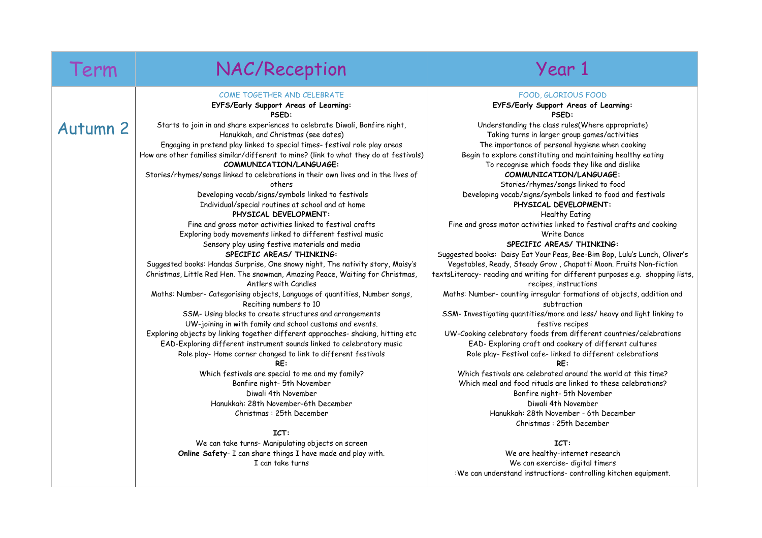| Term | NAC/Reception | Year 1 |
| --- | --- | --- |
| Autumn 2 | COME TOGETHER AND CELEBRATE<br>**EYFS/Early Support Areas of Learning:**<br>**PSED:**<br>Starts to join in and share experiences to celebrate Diwali, Bonfire night, Hanukkah, and Christmas (see dates)<br>Engaging in pretend play linked to special times- festival role play areas<br>How are other families similar/different to mine? (link to what they do at festivals)<br>**COMMUNICATION/LANGUAGE:**<br>Stories/rhymes/songs linked to celebrations in their own lives and in the lives of others<br>Developing vocab/signs/symbols linked to festivals<br>Individual/special routines at school and at home<br>**PHYSICAL DEVELOPMENT:**<br>Fine and gross motor activities linked to festival crafts<br>Exploring body movements linked to different festival music<br>Sensory play using festive materials and media<br>**SPECIFIC AREAS/ THINKING:**<br>Suggested books: Handas Surprise, One snowy night, The nativity story, Maisy's Christmas, Little Red Hen. The snowman, Amazing Peace, Waiting for Christmas, Antlers with Candles<br>Maths: Number- Categorising objects, Language of quantities, Number songs, Reciting numbers to 10<br>SSM- Using blocks to create structures and arrangements<br>UW-joining in with family and school customs and events.<br>Exploring objects by linking together different approaches- shaking, hitting etc<br>EAD-Exploring different instrument sounds linked to celebratory music<br>Role play- Home corner changed to link to different festivals<br>**RE:**<br>Which festivals are special to me and my family?<br>Bonfire night- 5th November<br>Diwali 4th November<br>Hanukkah: 28th November-6th December<br>Christmas : 25th December<br><br>**ICT:**<br>We can take turns- Manipulating objects on screen<br>**Online Safety**- I can share things I have made and play with.<br>I can take turns | FOOD, GLORIOUS FOOD<br>**EYFS/Early Support Areas of Learning:**<br>**PSED:**<br>Understanding the class rules(Where appropriate)<br>Taking turns in larger group games/activities<br>The importance of personal hygiene when cooking<br>Begin to explore constituting and maintaining healthy eating<br>To recognise which foods they like and dislike<br>**COMMUNICATION/LANGUAGE:**<br>Stories/rhymes/songs linked to food<br>Developing vocab/signs/symbols linked to food and festivals<br>**PHYSICAL DEVELOPMENT:**<br>Healthy Eating<br>Fine and gross motor activities linked to festival crafts and cooking<br>Write Dance<br>**SPECIFIC AREAS/ THINKING:**<br>Suggested books: Daisy Eat Your Peas, Bee-Bim Bop, Lulu's Lunch, Oliver's Vegetables, Ready, Steady Grow , Chapatti Moon. Fruits Non-fiction textsLiteracy- reading and writing for different purposes e.g. shopping lists, recipes, instructions<br>Maths: Number- counting irregular formations of objects, addition and subtraction<br>SSM- Investigating quantities/more and less/ heavy and light linking to festive recipes<br>UW-Cooking celebratory foods from different countries/celebrations<br>EAD- Exploring craft and cookery of different cultures<br>Role play- Festival cafe- linked to different celebrations<br>**RE:**<br>Which festivals are celebrated around the world at this time?<br>Which meal and food rituals are linked to these celebrations?<br>Bonfire night- 5th November<br>Diwali 4th November<br>Hanukkah: 28th November - 6th December<br>Christmas : 25th December<br><br>**ICT:**<br>We are healthy-internet research<br>We can exercise- digital timers<br>:We can understand instructions- controlling kitchen equipment. |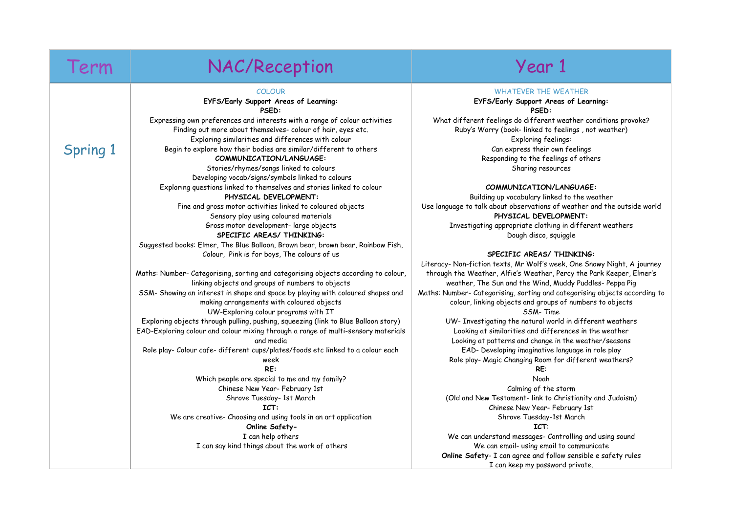| Term | NAC/Reception | Year 1 |
| --- | --- | --- |
| Spring 1 | COLOUR<br>**EYFS/Early Support Areas of Learning:**<br>**PSED:**<br>Expressing own preferences and interests with a range of colour activities<br>Finding out more about themselves- colour of hair, eyes etc.<br>Exploring similarities and differences with colour<br>Begin to explore how their bodies are similar/different to others<br>**COMMUNICATION/LANGUAGE:**<br>Stories/rhymes/songs linked to colours<br>Developing vocab/signs/symbols linked to colours<br>Exploring questions linked to themselves and stories linked to colour<br>**PHYSICAL DEVELOPMENT:**<br>Fine and gross motor activities linked to coloured objects<br>Sensory play using coloured materials<br>Gross motor development- large objects<br>**SPECIFIC AREAS/ THINKING:**<br>Suggested books: Elmer, The Blue Balloon, Brown bear, brown bear, Rainbow Fish, Colour, Pink is for boys, The colours of us<br><br>Maths: Number- Categorising, sorting and categorising objects according to colour, linking objects and groups of numbers to objects<br>SSM- Showing an interest in shape and space by playing with coloured shapes and making arrangements with coloured objects<br>UW-Exploring colour programs with IT<br>Exploring objects through pulling, pushing, squeezing (link to Blue Balloon story)<br>EAD-Exploring colour and colour mixing through a range of multi-sensory materials and media<br>Role play- Colour cafe- different cups/plates/foods etc linked to a colour each week<br>**RE:**<br>Which people are special to me and my family?<br>Chinese New Year- February 1st<br>Shrove Tuesday- 1st March<br>**ICT:**<br>We are creative- Choosing and using tools in an art application<br>**Online Safety-**<br>I can help others<br>I can say kind things about the work of others | WHATEVER THE WEATHER<br>**EYFS/Early Support Areas of Learning:**<br>**PSED:**<br>What different feelings do different weather conditions provoke?<br>Ruby's Worry (book- linked to feelings , not weather)<br>Exploring feelings:<br>Can express their own feelings<br>Responding to the feelings of others<br>Sharing resources<br><br>**COMMUNICATION/LANGUAGE:**<br>Building up vocabulary linked to the weather<br>Use language to talk about observations of weather and the outside world<br>**PHYSICAL DEVELOPMENT:**<br>Investigating appropriate clothing in different weathers<br>Dough disco, squiggle<br><br>**SPECIFIC AREAS/ THINKING:**<br>Literacy- Non-fiction texts, Mr Wolf's week, One Snowy Night, A journey through the Weather, Alfie's Weather, Percy the Park Keeper, Elmer's weather, The Sun and the Wind, Muddy Puddles- Peppa Pig<br>Maths: Number- Categorising, sorting and categorising objects according to colour, linking objects and groups of numbers to objects<br>SSM- Time<br>UW- Investigating the natural world in different weathers<br>Looking at similarities and differences in the weather<br>Looking at patterns and change in the weather/seasons<br>EAD- Developing imaginative language in role play<br>Role play- Magic Changing Room for different weathers?<br>**RE**:<br>Noah<br>Calming of the storm<br>(Old and New Testament- link to Christianity and Judaism)<br>Chinese New Year- February 1st<br>Shrove Tuesday-1st March<br>**ICT**:<br>We can understand messages- Controlling and using sound<br>We can email- using email to communicate<br>**Online Safety**- I can agree and follow sensible e safety rules<br>I can keep my password private. |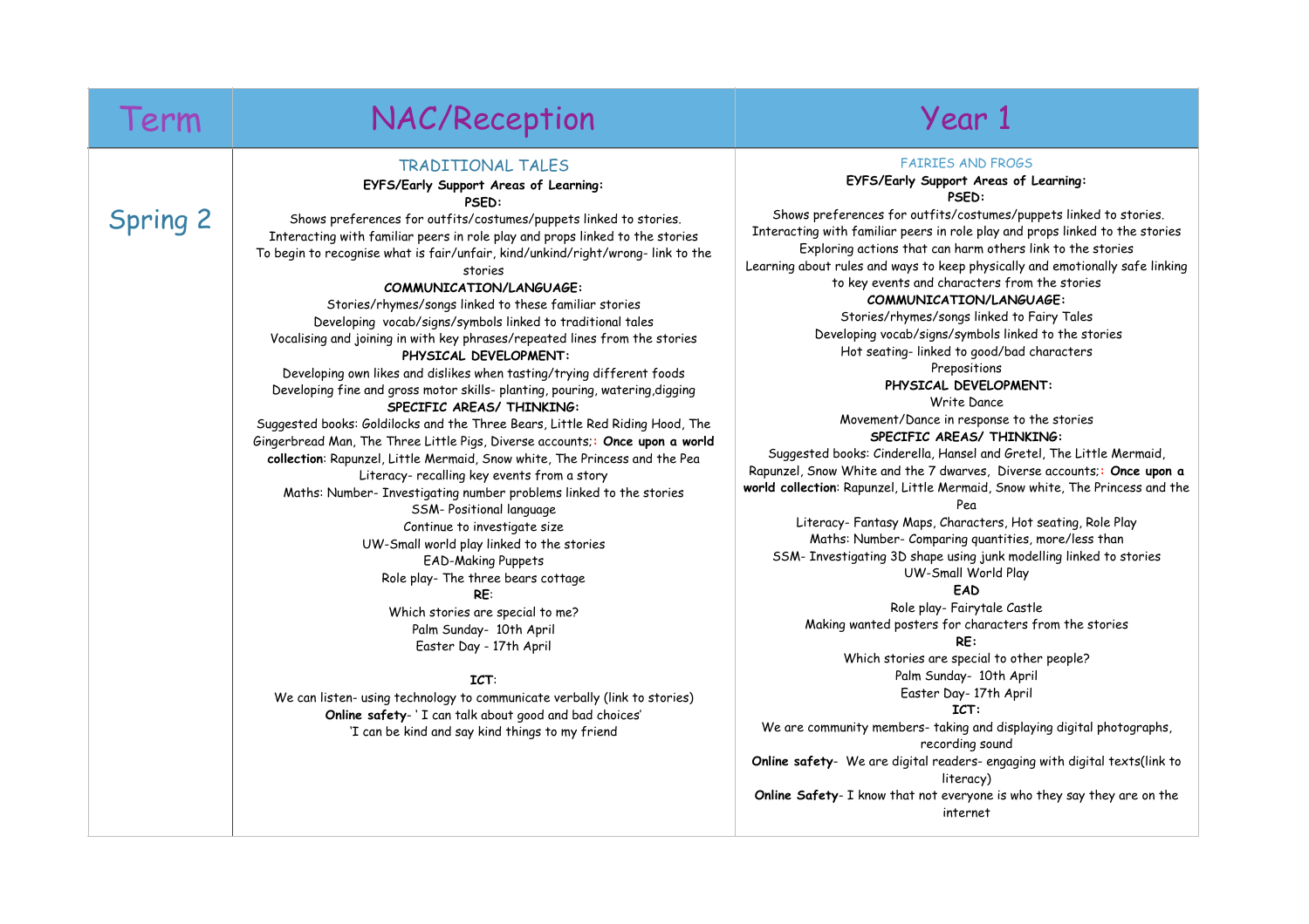| Term | NAC/Reception | Year 1 |
|---|---|---|
| Spring 2 | TRADITIONAL TALES<br>**EYFS/Early Support Areas of Learning:**<br>**PSED:**<br>Shows preferences for outfits/costumes/puppets linked to stories.<br>Interacting with familiar peers in role play and props linked to the stories<br>To begin to recognise what is fair/unfair, kind/unkind/right/wrong- link to the stories<br>**COMMUNICATION/LANGUAGE:**<br>Stories/rhymes/songs linked to these familiar stories<br>Developing vocab/signs/symbols linked to traditional tales<br>Vocalising and joining in with key phrases/repeated lines from the stories<br>**PHYSICAL DEVELOPMENT:**<br>Developing own likes and dislikes when tasting/trying different foods<br>Developing fine and gross motor skills- planting, pouring, watering,digging<br>**SPECIFIC AREAS/ THINKING:**<br>Suggested books: Goldilocks and the Three Bears, Little Red Riding Hood, The Gingerbread Man, The Three Little Pigs, Diverse accounts;: **Once upon a world collection**: Rapunzel, Little Mermaid, Snow white, The Princess and the Pea<br>Literacy- recalling key events from a story<br>Maths: Number- Investigating number problems linked to the stories<br>SSM- Positional language<br>Continue to investigate size<br>UW-Small world play linked to the stories<br>EAD-Making Puppets<br>Role play- The three bears cottage<br>**RE**:<br>Which stories are special to me?<br>Palm Sunday- 10th April<br>Easter Day - 17th April<br><br>**ICT**:<br>We can listen- using technology to communicate verbally (link to stories)<br>**Online safety**- ' I can talk about good and bad choices'<br>'I can be kind and say kind things to my friend | FAIRIES AND FROGS<br>**EYFS/Early Support Areas of Learning:**<br>**PSED:**<br>Shows preferences for outfits/costumes/puppets linked to stories.<br>Interacting with familiar peers in role play and props linked to the stories<br>Exploring actions that can harm others link to the stories<br>Learning about rules and ways to keep physically and emotionally safe linking to key events and characters from the stories<br>**COMMUNICATION/LANGUAGE:**<br>Stories/rhymes/songs linked to Fairy Tales<br>Developing vocab/signs/symbols linked to the stories<br>Hot seating- linked to good/bad characters<br>Prepositions<br>**PHYSICAL DEVELOPMENT:**<br>Write Dance<br>Movement/Dance in response to the stories<br>**SPECIFIC AREAS/ THINKING:**<br>Suggested books: Cinderella, Hansel and Gretel, The Little Mermaid, Rapunzel, Snow White and the 7 dwarves, Diverse accounts;: **Once upon a world collection**: Rapunzel, Little Mermaid, Snow white, The Princess and the Pea<br>Literacy- Fantasy Maps, Characters, Hot seating, Role Play<br>Maths: Number- Comparing quantities, more/less than<br>SSM- Investigating 3D shape using junk modelling linked to stories<br>UW-Small World Play<br>**EAD**<br>Role play- Fairytale Castle<br>Making wanted posters for characters from the stories<br>**RE:**<br>Which stories are special to other people?<br>Palm Sunday- 10th April<br>Easter Day- 17th April<br>**ICT:**<br>We are community members- taking and displaying digital photographs, recording sound<br>**Online safety**- We are digital readers- engaging with digital texts(link to literacy)<br>**Online Safety**- I know that not everyone is who they say they are on the internet |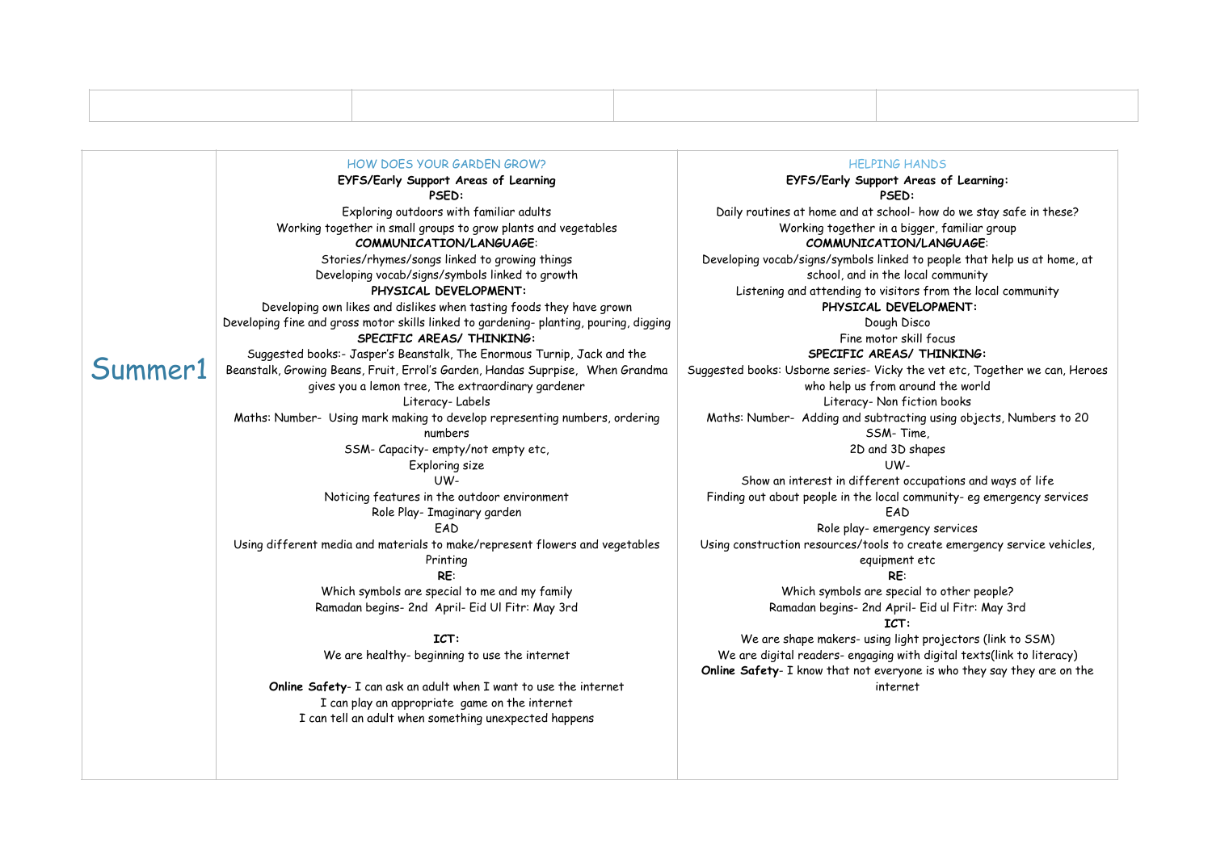| | | | |
|---|---|---|---|
| | | | |

| | | |
|---|---|---|
| Summer1 | HOW DOES YOUR GARDEN GROW?<br>**EYFS/Early Support Areas of Learning**<br>**PSED:**<br>Exploring outdoors with familiar adults<br>Working together in small groups to grow plants and vegetables<br>**COMMUNICATION/LANGUAGE**:<br>Stories/rhymes/songs linked to growing things<br>Developing vocab/signs/symbols linked to growth<br>**PHYSICAL DEVELOPMENT:**<br>Developing own likes and dislikes when tasting foods they have grown<br>Developing fine and gross motor skills linked to gardening- planting, pouring, digging<br>**SPECIFIC AREAS/ THINKING:**<br>Suggested books:- Jasper's Beanstalk, The Enormous Turnip, Jack and the Beanstalk, Growing Beans, Fruit, Errol's Garden, Handas Surprise, When Grandma gives you a lemon tree, The extraordinary gardener<br>Literacy- Labels<br>Maths: Number- Using mark making to develop representing numbers, ordering numbers<br>SSM- Capacity- empty/not empty etc,<br>Exploring size<br>UW-<br>Noticing features in the outdoor environment<br>Role Play- Imaginary garden<br>EAD<br>Using different media and materials to make/represent flowers and vegetables<br>Printing<br>**RE**:<br>Which symbols are special to me and my family<br>Ramadan begins- 2nd April- Eid Ul Fitr: May 3rd<br><br>**ICT:**<br>We are healthy- beginning to use the internet<br><br>**Online Safety**- I can ask an adult when I want to use the internet<br>I can play an appropriate game on the internet<br>I can tell an adult when something unexpected happens | HELPING HANDS<br>**EYFS/Early Support Areas of Learning:**<br>**PSED:**<br>Daily routines at home and at school- how do we stay safe in these?<br>Working together in a bigger, familiar group<br>**COMMUNICATION/LANGUAGE**:<br>Developing vocab/signs/symbols linked to people that help us at home, at school, and in the local community<br>Listening and attending to visitors from the local community<br>**PHYSICAL DEVELOPMENT:**<br>Dough Disco<br>Fine motor skill focus<br>**SPECIFIC AREAS/ THINKING:**<br>Suggested books: Usborne series- Vicky the vet etc, Together we can, Heroes who help us from around the world<br>Literacy- Non fiction books<br>Maths: Number- Adding and subtracting using objects, Numbers to 20<br>SSM- Time,<br>2D and 3D shapes<br>UW-<br>Show an interest in different occupations and ways of life<br>Finding out about people in the local community- eg emergency services<br>EAD<br>Role play- emergency services<br>Using construction resources/tools to create emergency service vehicles, equipment etc<br>**RE**:<br>Which symbols are special to other people?<br>Ramadan begins- 2nd April- Eid ul Fitr: May 3rd<br>**ICT:**<br>We are shape makers- using light projectors (link to SSM)<br>We are digital readers- engaging with digital texts(link to literacy)<br>**Online Safety**- I know that not everyone is who they say they are on the internet |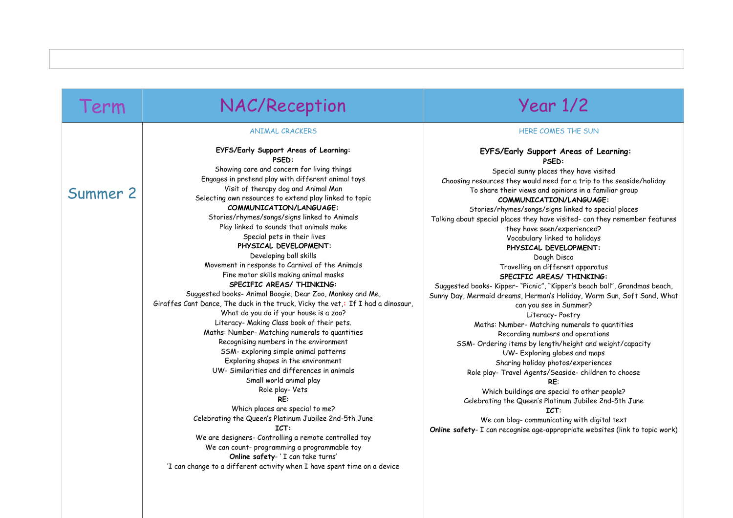| Term | NAC/Reception | Year 1/2 |
| --- | --- | --- |
| Summer 2 | ANIMAL CRACKERS<br><br>**EYFS/Early Support Areas of Learning:**<br>**PSED:**<br>Showing care and concern for living things<br>Engages in pretend play with different animal toys<br>Visit of therapy dog and Animal Man<br>Selecting own resources to extend play linked to topic<br>**COMMUNICATION/LANGUAGE:**<br>Stories/rhymes/songs/signs linked to Animals<br>Play linked to sounds that animals make<br>Special pets in their lives<br>**PHYSICAL DEVELOPMENT:**<br>Developing ball skills<br>Movement in response to Carnival of the Animals<br>Fine motor skills making animal masks<br>**SPECIFIC AREAS/ THINKING:**<br>Suggested books- Animal Boogie, Dear Zoo, Monkey and Me, Giraffes Cant Dance, The duck in the truck, Vicky the vet,: If I had a dinosaur, What do you do if your house is a zoo?<br>Literacy- Making Class book of their pets.<br>Maths: Number- Matching numerals to quantities<br>Recognising numbers in the environment<br>SSM- exploring simple animal patterns<br>Exploring shapes in the environment<br>UW- Similarities and differences in animals<br>Small world animal play<br>Role play- Vets<br>**RE**:<br>Which places are special to me?<br>Celebrating the Queen's Platinum Jubilee 2nd-5th June<br>**ICT**:<br>We are designers- Controlling a remote controlled toy<br>We can count- programming a programmable toy<br>**Online safety**- 'I can take turns'<br>'I can change to a different activity when I have spent time on a device | HERE COMES THE SUN<br><br>**EYFS/Early Support Areas of Learning:**<br>**PSED:**<br>Special sunny places they have visited<br>Choosing resources they would need for a trip to the seaside/holiday<br>To share their views and opinions in a familiar group<br>**COMMUNICATION/LANGUAGE:**<br>Stories/rhymes/songs/signs linked to special places<br>Talking about special places they have visited- can they remember features they have seen/experienced?<br>Vocabulary linked to holidays<br>**PHYSICAL DEVELOPMENT:**<br>Dough Disco<br>Travelling on different apparatus<br>**SPECIFIC AREAS/ THINKING:**<br>Suggested books- Kipper- "Picnic", "Kipper's beach ball", Grandmas beach, Sunny Day, Mermaid dreams, Herman's Holiday, Warm Sun, Soft Sand, What can you see in Summer?<br>Literacy- Poetry<br>Maths: Number- Matching numerals to quantities<br>Recording numbers and operations<br>SSM- Ordering items by length/height and weight/capacity<br>UW- Exploring globes and maps<br>Sharing holiday photos/experiences<br>Role play- Travel Agents/Seaside- children to choose<br>**RE**:<br>Which buildings are special to other people?<br>Celebrating the Queen's Platinum Jubilee 2nd-5th June<br>**ICT**:<br>We can blog- communicating with digital text<br>**Online safety**- I can recognise age-appropriate websites (link to topic work) |